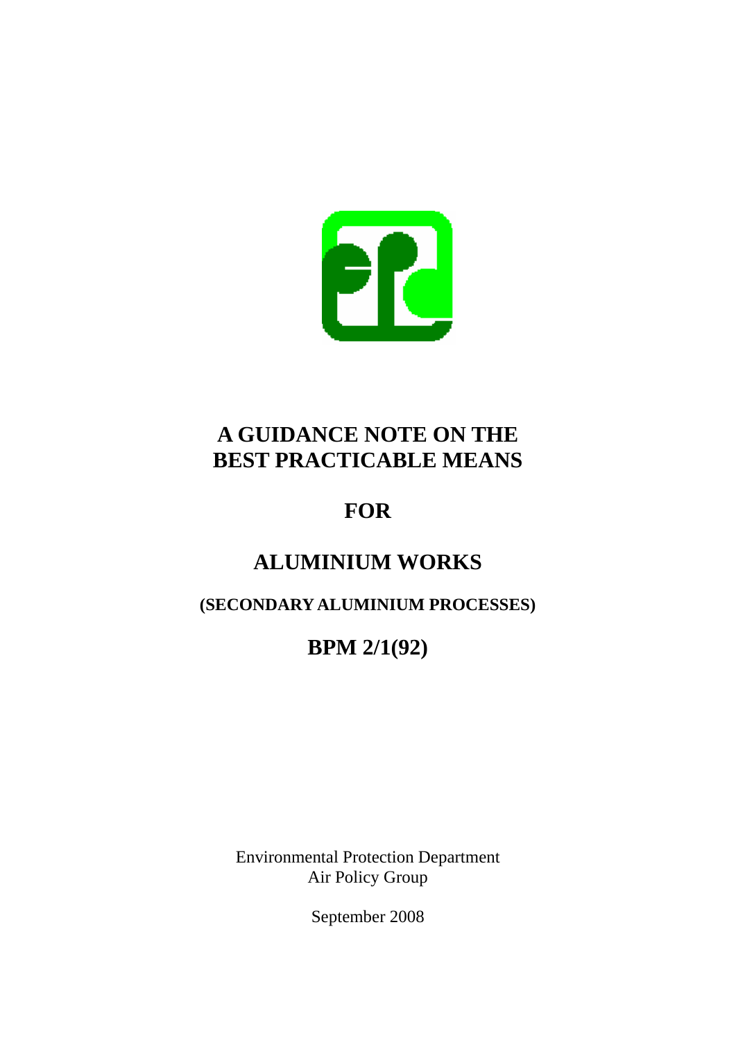# A GUIDANCE NOTE ON THE BEST PRACTICABLE MEANS

# FOR

# ALUMINIUM WORKS

## (SECONDARY ALUMINIUM PROCESSES)

## BPM 2/1(92)

Environmental Protection Department
Air Policy Group

September 2008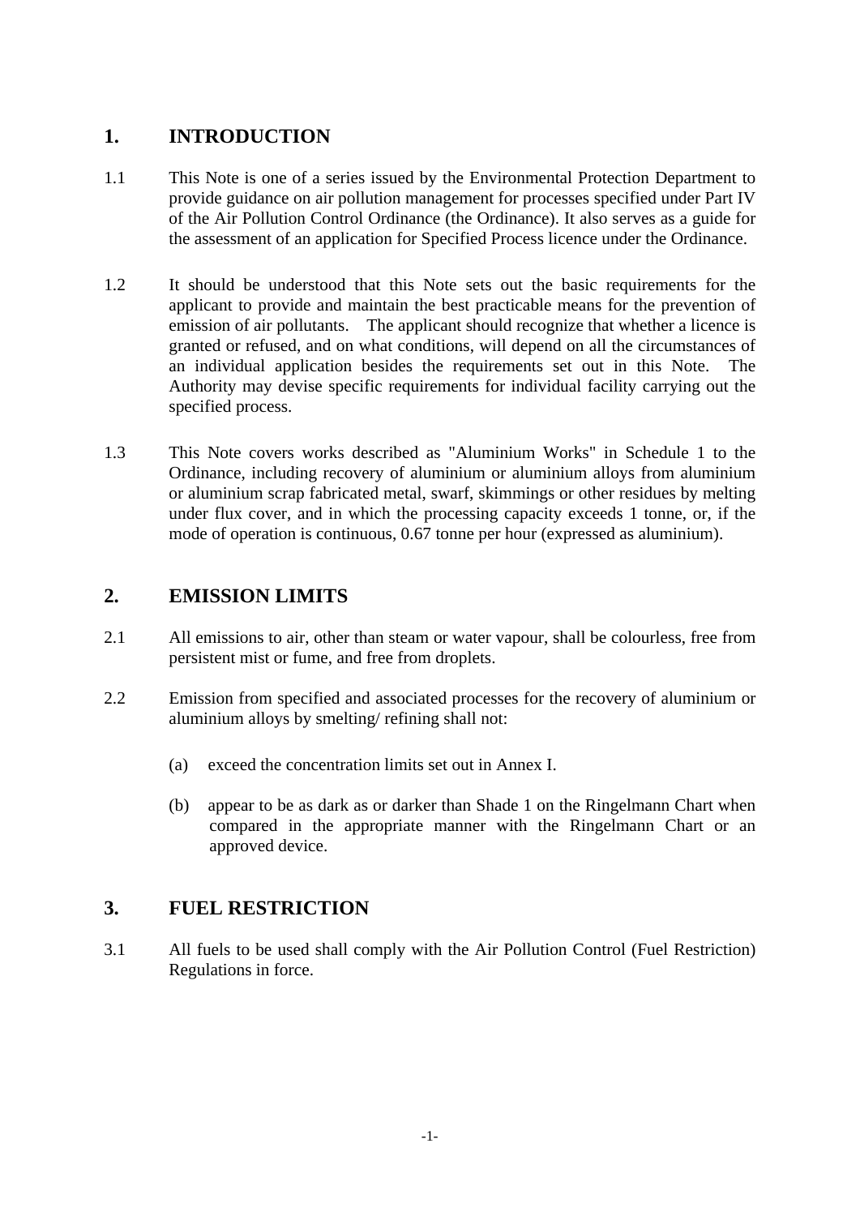## 1. INTRODUCTION

1.1 This Note is one of a series issued by the Environmental Protection Department to provide guidance on air pollution management for processes specified under Part IV of the Air Pollution Control Ordinance (the Ordinance). It also serves as a guide for the assessment of an application for Specified Process licence under the Ordinance.

1.2 It should be understood that this Note sets out the basic requirements for the applicant to provide and maintain the best practicable means for the prevention of emission of air pollutants. The applicant should recognize that whether a licence is granted or refused, and on what conditions, will depend on all the circumstances of an individual application besides the requirements set out in this Note. The Authority may devise specific requirements for individual facility carrying out the specified process.

1.3 This Note covers works described as "Aluminium Works" in Schedule 1 to the Ordinance, including recovery of aluminium or aluminium alloys from aluminium or aluminium scrap fabricated metal, swarf, skimmings or other residues by melting under flux cover, and in which the processing capacity exceeds 1 tonne, or, if the mode of operation is continuous, 0.67 tonne per hour (expressed as aluminium).

## 2. EMISSION LIMITS

2.1 All emissions to air, other than steam or water vapour, shall be colourless, free from persistent mist or fume, and free from droplets.

2.2 Emission from specified and associated processes for the recovery of aluminium or aluminium alloys by smelting/ refining shall not:

(a) exceed the concentration limits set out in Annex I.

(b) appear to be as dark as or darker than Shade 1 on the Ringelmann Chart when compared in the appropriate manner with the Ringelmann Chart or an approved device.

## 3. FUEL RESTRICTION

3.1 All fuels to be used shall comply with the Air Pollution Control (Fuel Restriction) Regulations in force.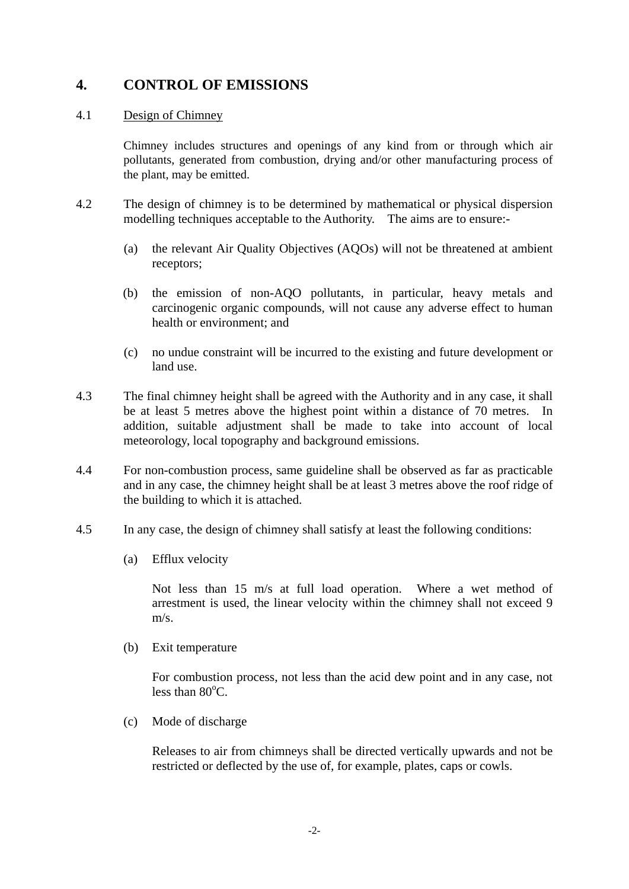## 4. CONTROL OF EMISSIONS

4.1 Design of Chimney

Chimney includes structures and openings of any kind from or through which air pollutants, generated from combustion, drying and/or other manufacturing process of the plant, may be emitted.

4.2 The design of chimney is to be determined by mathematical or physical dispersion modelling techniques acceptable to the Authority. The aims are to ensure:-

(a) the relevant Air Quality Objectives (AQOs) will not be threatened at ambient receptors;

(b) the emission of non-AQO pollutants, in particular, heavy metals and carcinogenic organic compounds, will not cause any adverse effect to human health or environment; and

(c) no undue constraint will be incurred to the existing and future development or land use.

4.3 The final chimney height shall be agreed with the Authority and in any case, it shall be at least 5 metres above the highest point within a distance of 70 metres. In addition, suitable adjustment shall be made to take into account of local meteorology, local topography and background emissions.

4.4 For non-combustion process, same guideline shall be observed as far as practicable and in any case, the chimney height shall be at least 3 metres above the roof ridge of the building to which it is attached.

4.5 In any case, the design of chimney shall satisfy at least the following conditions:

(a) Efflux velocity

Not less than 15 m/s at full load operation. Where a wet method of arrestment is used, the linear velocity within the chimney shall not exceed 9 m/s.

(b) Exit temperature

For combustion process, not less than the acid dew point and in any case, not less than $80^{o}C$.

(c) Mode of discharge

Releases to air from chimneys shall be directed vertically upwards and not be restricted or deflected by the use of, for example, plates, caps or cowls.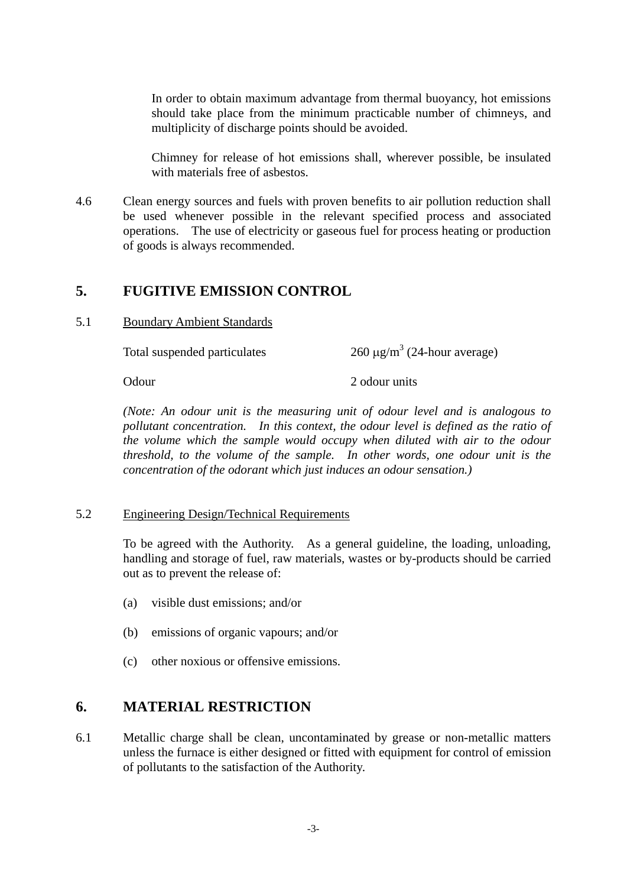In order to obtain maximum advantage from thermal buoyancy, hot emissions should take place from the minimum practicable number of chimneys, and multiplicity of discharge points should be avoided.

Chimney for release of hot emissions shall, wherever possible, be insulated with materials free of asbestos.

4.6 Clean energy sources and fuels with proven benefits to air pollution reduction shall be used whenever possible in the relevant specified process and associated operations. The use of electricity or gaseous fuel for process heating or production of goods is always recommended.

## 5. FUGITIVE EMISSION CONTROL

5.1 Boundary Ambient Standards

| | |
|---|---|
| Total suspended particulates | 260 $\mu g/m^3$ (24-hour average) |
| Odour | 2 odour units |

*(Note: An odour unit is the measuring unit of odour level and is analogous to pollutant concentration. In this context, the odour level is defined as the ratio of the volume which the sample would occupy when diluted with air to the odour threshold, to the volume of the sample. In other words, one odour unit is the concentration of the odorant which just induces an odour sensation.)*

5.2 Engineering Design/Technical Requirements

To be agreed with the Authority. As a general guideline, the loading, unloading, handling and storage of fuel, raw materials, wastes or by-products should be carried out as to prevent the release of:

(a) visible dust emissions; and/or

(b) emissions of organic vapours; and/or

(c) other noxious or offensive emissions.

## 6. MATERIAL RESTRICTION

6.1 Metallic charge shall be clean, uncontaminated by grease or non-metallic matters unless the furnace is either designed or fitted with equipment for control of emission of pollutants to the satisfaction of the Authority.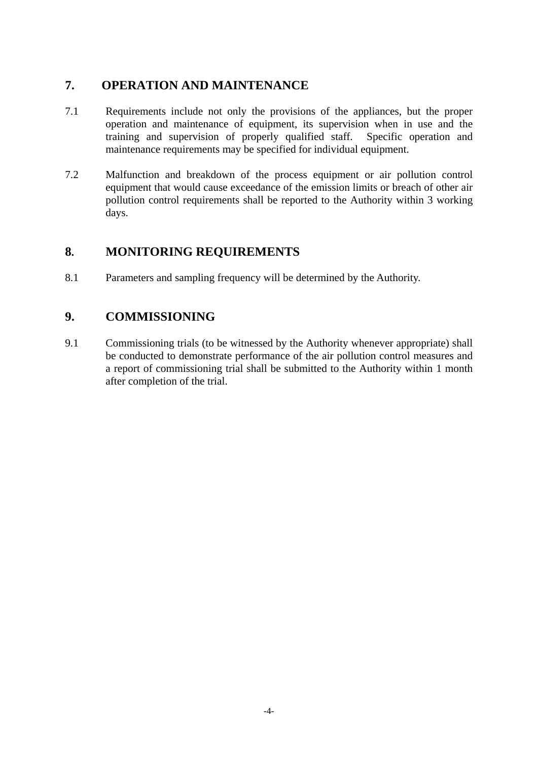## 7. OPERATION AND MAINTENANCE

7.1 Requirements include not only the provisions of the appliances, but the proper operation and maintenance of equipment, its supervision when in use and the training and supervision of properly qualified staff. Specific operation and maintenance requirements may be specified for individual equipment.

7.2 Malfunction and breakdown of the process equipment or air pollution control equipment that would cause exceedance of the emission limits or breach of other air pollution control requirements shall be reported to the Authority within 3 working days.

## 8. MONITORING REQUIREMENTS

8.1 Parameters and sampling frequency will be determined by the Authority.

## 9. COMMISSIONING

9.1 Commissioning trials (to be witnessed by the Authority whenever appropriate) shall be conducted to demonstrate performance of the air pollution control measures and a report of commissioning trial shall be submitted to the Authority within 1 month after completion of the trial.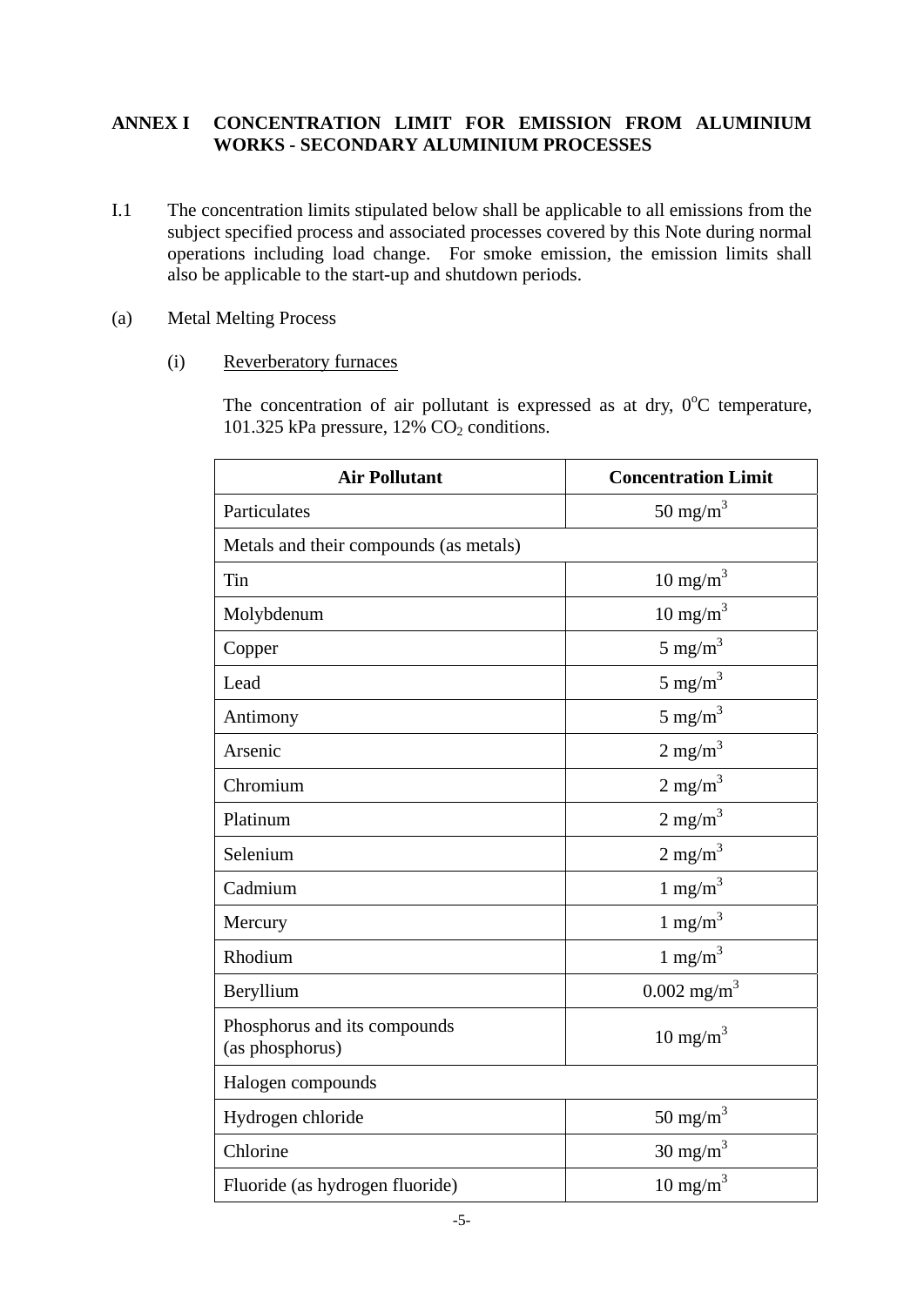## ANNEX I CONCENTRATION LIMIT FOR EMISSION FROM ALUMINIUM WORKS - SECONDARY ALUMINIUM PROCESSES

I.1 The concentration limits stipulated below shall be applicable to all emissions from the subject specified process and associated processes covered by this Note during normal operations including load change. For smoke emission, the emission limits shall also be applicable to the start-up and shutdown periods.

(a) Metal Melting Process

(i) Reverberatory furnaces

The concentration of air pollutant is expressed as at dry, $0^oC$ temperature, 101.325 kPa pressure, 12% $CO_2$ conditions.

| Air Pollutant | Concentration Limit |
|---|---|
| Particulates | 50 $mg/m^3$ |
| Metals and their compounds (as metals) | |
| Tin | 10 $mg/m^3$ |
| Molybdenum | 10 $mg/m^3$ |
| Copper | 5 $mg/m^3$ |
| Lead | 5 $mg/m^3$ |
| Antimony | 5 $mg/m^3$ |
| Arsenic | 2 $mg/m^3$ |
| Chromium | 2 $mg/m^3$ |
| Platinum | 2 $mg/m^3$ |
| Selenium | 2 $mg/m^3$ |
| Cadmium | 1 $mg/m^3$ |
| Mercury | 1 $mg/m^3$ |
| Rhodium | 1 $mg/m^3$ |
| Beryllium | 0.002 $mg/m^3$ |
| Phosphorus and its compounds (as phosphorus) | 10 $mg/m^3$ |
| Halogen compounds | |
| Hydrogen chloride | 50 $mg/m^3$ |
| Chlorine | 30 $mg/m^3$ |
| Fluoride (as hydrogen fluoride) | 10 $mg/m^3$ |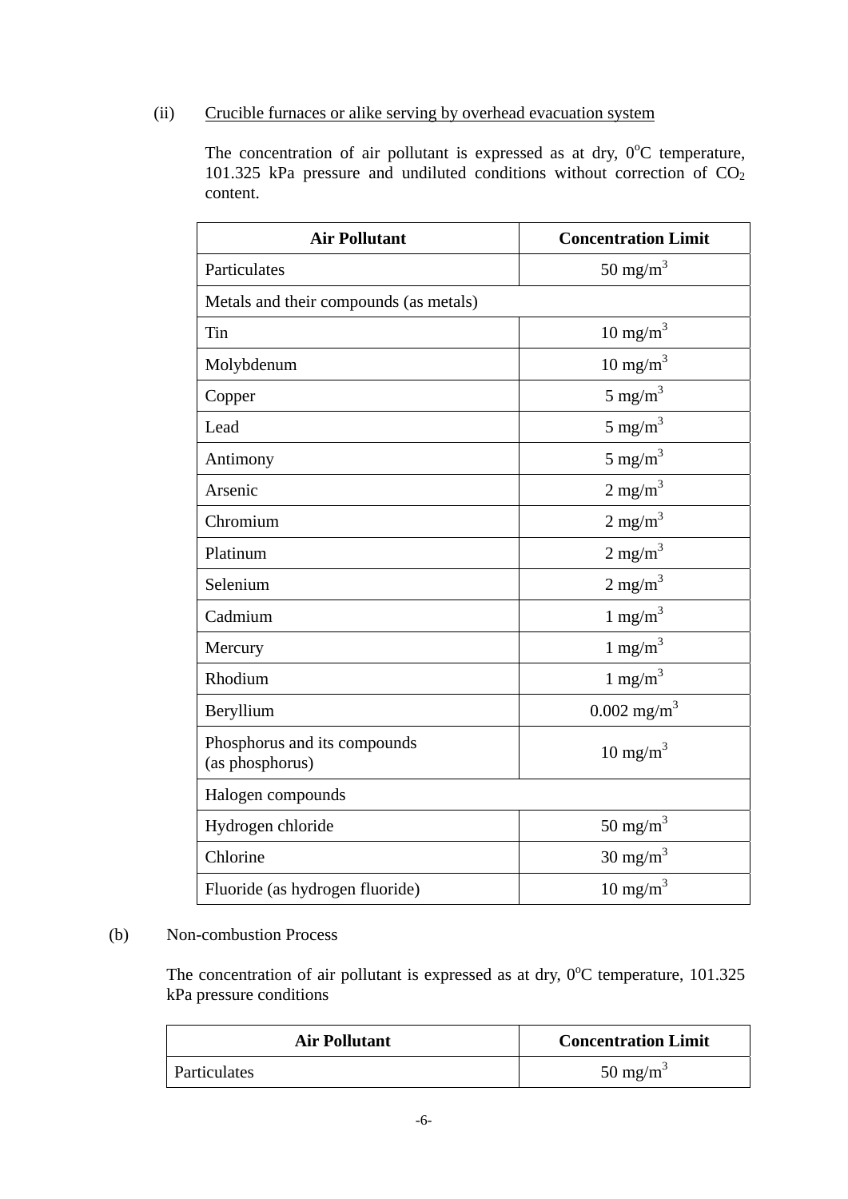(ii) Crucible furnaces or alike serving by overhead evacuation system

The concentration of air pollutant is expressed as at dry, $0^{o}C$ temperature, 101.325 kPa pressure and undiluted conditions without correction of $CO_2$ content.

| Air Pollutant | Concentration Limit |
|---|---|
| Particulates | 50 $mg/m^3$ |
| Metals and their compounds (as metals) | |
| Tin | 10 $mg/m^3$ |
| Molybdenum | 10 $mg/m^3$ |
| Copper | 5 $mg/m^3$ |
| Lead | 5 $mg/m^3$ |
| Antimony | 5 $mg/m^3$ |
| Arsenic | 2 $mg/m^3$ |
| Chromium | 2 $mg/m^3$ |
| Platinum | 2 $mg/m^3$ |
| Selenium | 2 $mg/m^3$ |
| Cadmium | 1 $mg/m^3$ |
| Mercury | 1 $mg/m^3$ |
| Rhodium | 1 $mg/m^3$ |
| Beryllium | 0.002 $mg/m^3$ |
| Phosphorus and its compounds (as phosphorus) | 10 $mg/m^3$ |
| Halogen compounds | |
| Hydrogen chloride | 50 $mg/m^3$ |
| Chlorine | 30 $mg/m^3$ |
| Fluoride (as hydrogen fluoride) | 10 $mg/m^3$ |

(b) Non-combustion Process

The concentration of air pollutant is expressed as at dry, $0^{o}C$ temperature, 101.325 kPa pressure conditions

| Air Pollutant | Concentration Limit |
|---|---|
| Particulates | 50 $mg/m^3$ |